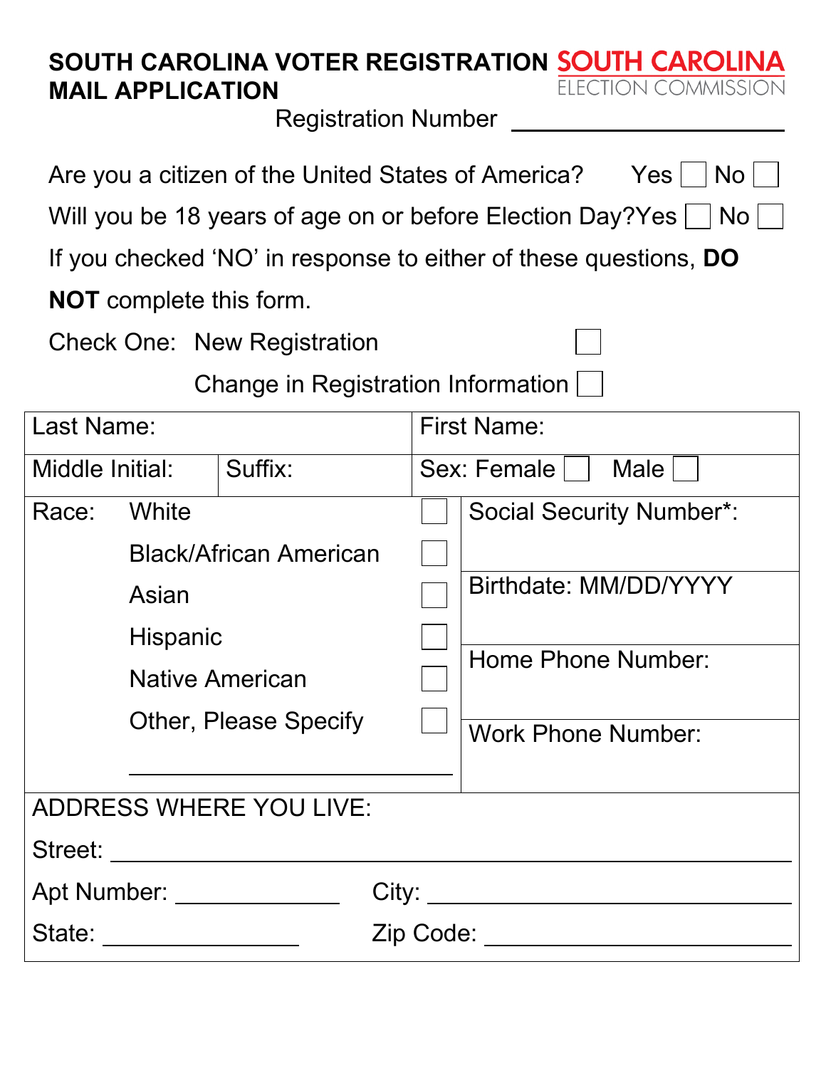# SOUTH CAROLINA VOTER REGISTRATION MAIL APPLICATION

SOUTH CAROLINA ELECTION COMMISSION

Registration Number ______________________

Are you a citizen of the United States of America? Yes ☐ No ☐

Will you be 18 years of age on or before Election Day? Yes ☐ No ☐

If you checked 'NO' in response to either of these questions, **DO NOT** complete this form.

Check One: New Registration ☐

Change in Registration Information ☐

| Last Name: | | First Name: | |
|---|---|---|---|
| Middle Initial: | Suffix: | Sex: Female ☐ Male ☐ | |
| Race: White ☐<br>Black/African American ☐<br>Asian ☐<br>Hispanic ☐<br>Native American ☐<br>Other, Please Specify ☐<br>______________________ | | Social Security Number*: | |
| | | Birthdate: MM/DD/YYYY | |
| | | Home Phone Number: | |
| | | Work Phone Number: | |

ADDRESS WHERE YOU LIVE:

Street: ______________________________________________

Apt Number: ______________ City: ______________________

State: ______________ Zip Code: ______________________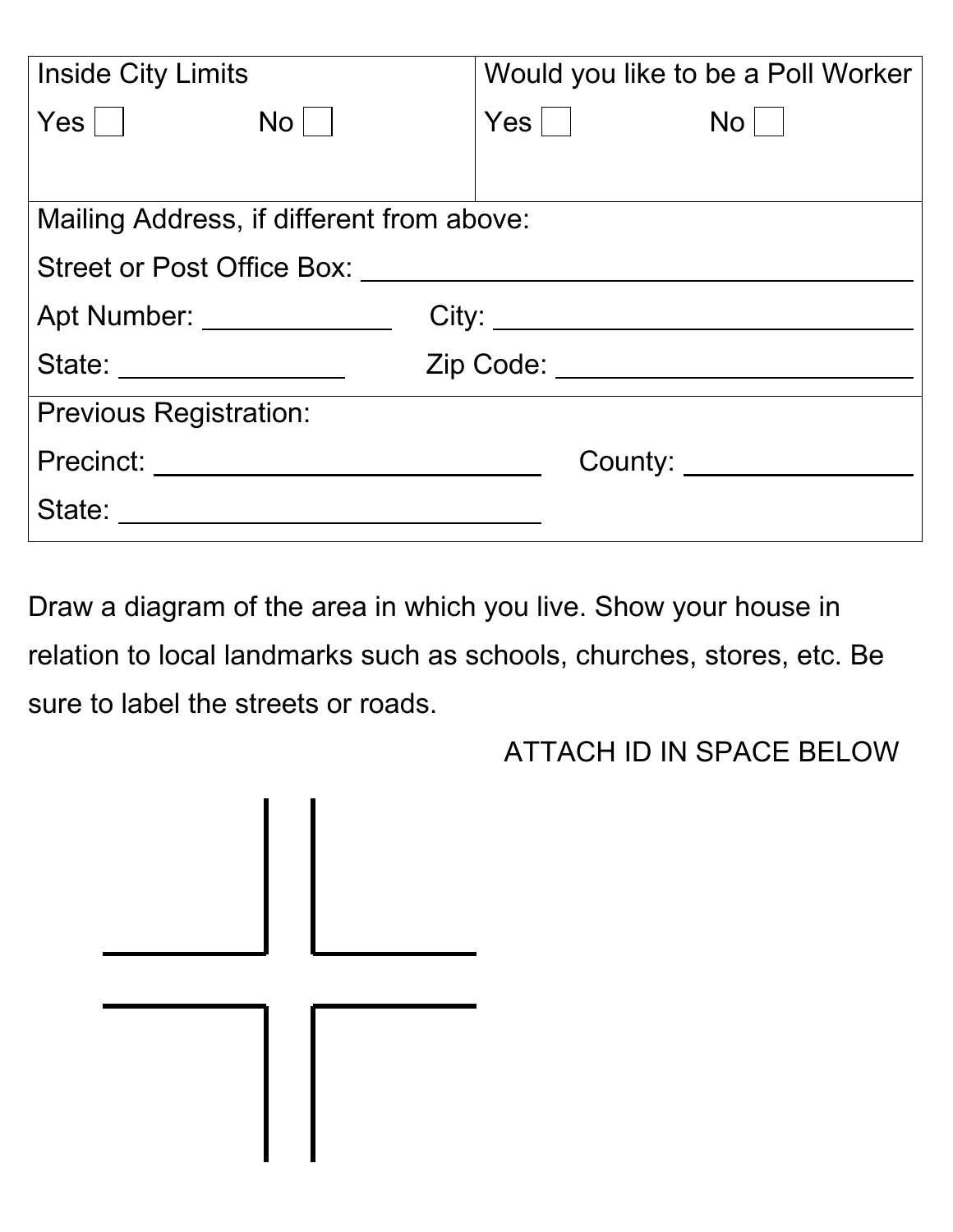| Inside City Limits | Would you like to be a Poll Worker |
|---|---|
| Yes ☐ No ☐ | Yes ☐ No ☐ |

Mailing Address, if different from above:

Street or Post Office Box: ____________________

Apt Number: __________ City: ____________________

State: __________ Zip Code: ____________________

Previous Registration:

Precinct: ____________________ County: __________

State: ____________________

Draw a diagram of the area in which you live. Show your house in relation to local landmarks such as schools, churches, stores, etc. Be sure to label the streets or roads.

ATTACH ID IN SPACE BELOW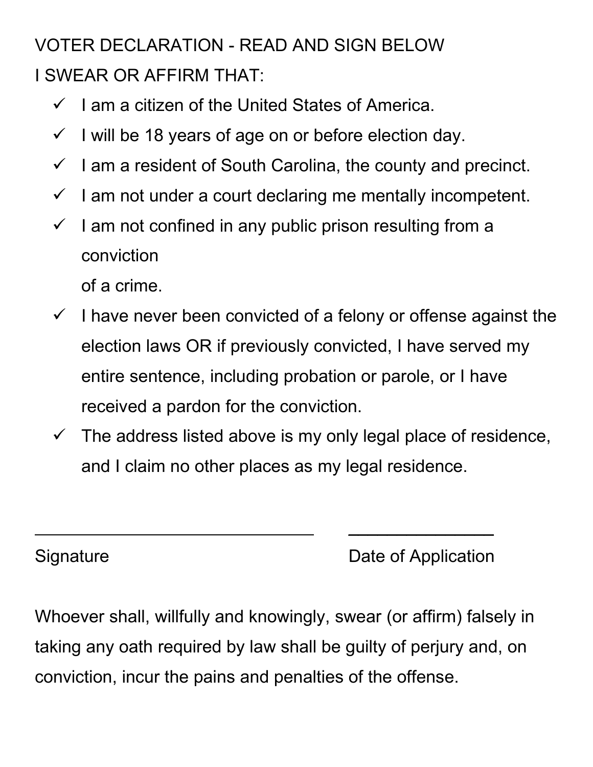VOTER DECLARATION - READ AND SIGN BELOW

I SWEAR OR AFFIRM THAT:

- ✓ I am a citizen of the United States of America.
- ✓ I will be 18 years of age on or before election day.
- ✓ I am a resident of South Carolina, the county and precinct.
- ✓ I am not under a court declaring me mentally incompetent.
- ✓ I am not confined in any public prison resulting from a conviction of a crime.
- ✓ I have never been convicted of a felony or offense against the election laws OR if previously convicted, I have served my entire sentence, including probation or parole, or I have received a pardon for the conviction.
- ✓ The address listed above is my only legal place of residence, and I claim no other places as my legal residence.

\_\_\_\_\_\_\_\_\_\_\_\_\_\_\_\_\_\_\_\_\_\_\_\_\_\_\_\_\_\_ \_\_\_\_\_\_\_\_\_\_\_\_\_\_\_\_

Signature Date of Application

Whoever shall, willfully and knowingly, swear (or affirm) falsely in taking any oath required by law shall be guilty of perjury and, on conviction, incur the pains and penalties of the offense.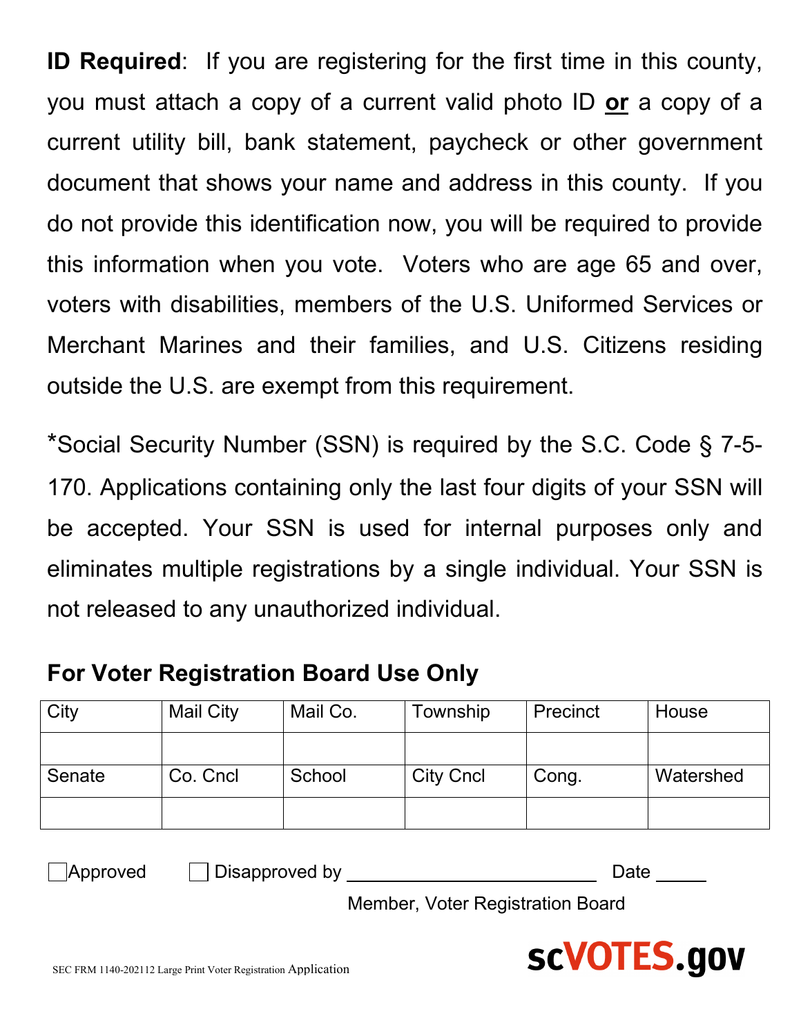**ID Required**: If you are registering for the first time in this county, you must attach a copy of a current valid photo ID **or** a copy of a current utility bill, bank statement, paycheck or other government document that shows your name and address in this county. If you do not provide this identification now, you will be required to provide this information when you vote. Voters who are age 65 and over, voters with disabilities, members of the U.S. Uniformed Services or Merchant Marines and their families, and U.S. Citizens residing outside the U.S. are exempt from this requirement.

*Social Security Number (SSN) is required by the S.C. Code § 7-5-170. Applications containing only the last four digits of your SSN will be accepted. Your SSN is used for internal purposes only and eliminates multiple registrations by a single individual. Your SSN is not released to any unauthorized individual.

### For Voter Registration Board Use Only

| City | Mail City | Mail Co. | Township | Precinct | House |
|---|---|---|---|---|---|
| | | | | | |
| Senate | Co. Cncl | School | City Cncl | Cong. | Watershed |
| | | | | | |

☐ Approved ☐ Disapproved by ________________________ Date _____

Member, Voter Registration Board

SEC FRM 1140-202112 Large Print Voter Registration Application

scVOTES.gov